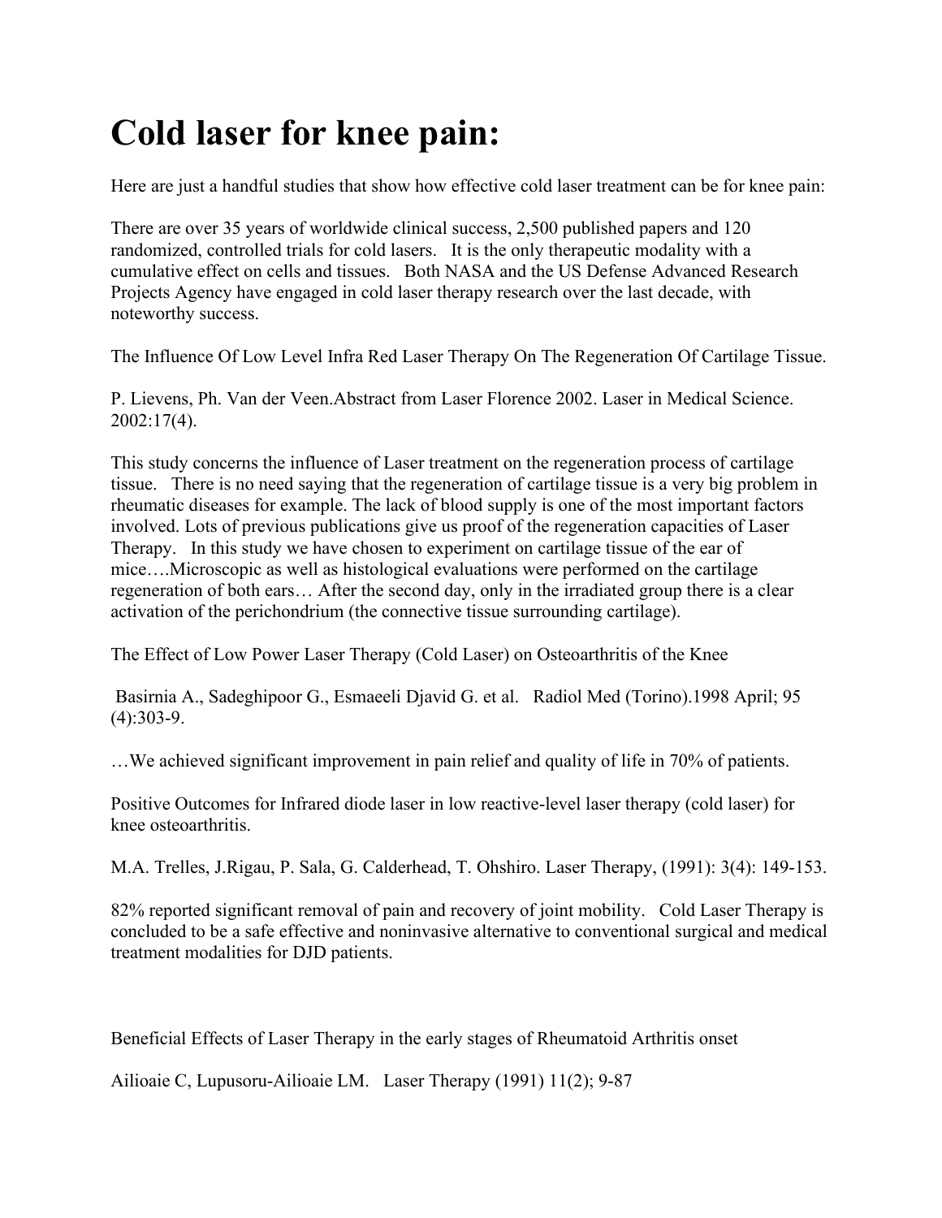# Cold laser for knee pain:

Here are just a handful studies that show how effective cold laser treatment can be for knee pain:

There are over 35 years of worldwide clinical success, 2,500 published papers and 120 randomized, controlled trials for cold lasers. It is the only therapeutic modality with a cumulative effect on cells and tissues. Both NASA and the US Defense Advanced Research Projects Agency have engaged in cold laser therapy research over the last decade, with noteworthy success.

The Influence Of Low Level Infra Red Laser Therapy On The Regeneration Of Cartilage Tissue.

P. Lievens, Ph. Van der Veen.Abstract from Laser Florence 2002. Laser in Medical Science. 2002:17(4).

This study concerns the influence of Laser treatment on the regeneration process of cartilage tissue. There is no need saying that the regeneration of cartilage tissue is a very big problem in rheumatic diseases for example. The lack of blood supply is one of the most important factors involved. Lots of previous publications give us proof of the regeneration capacities of Laser Therapy. In this study we have chosen to experiment on cartilage tissue of the ear of mice….Microscopic as well as histological evaluations were performed on the cartilage regeneration of both ears… After the second day, only in the irradiated group there is a clear activation of the perichondrium (the connective tissue surrounding cartilage).

The Effect of Low Power Laser Therapy (Cold Laser) on Osteoarthritis of the Knee

Basirnia A., Sadeghipoor G., Esmaeeli Djavid G. et al. Radiol Med (Torino).1998 April; 95 (4):303-9.

…We achieved significant improvement in pain relief and quality of life in 70% of patients.

Positive Outcomes for Infrared diode laser in low reactive-level laser therapy (cold laser) for knee osteoarthritis.

M.A. Trelles, J.Rigau, P. Sala, G. Calderhead, T. Ohshiro. Laser Therapy, (1991): 3(4): 149-153.

82% reported significant removal of pain and recovery of joint mobility. Cold Laser Therapy is concluded to be a safe effective and noninvasive alternative to conventional surgical and medical treatment modalities for DJD patients.

Beneficial Effects of Laser Therapy in the early stages of Rheumatoid Arthritis onset

Ailioaie C, Lupusoru-Ailioaie LM. Laser Therapy (1991) 11(2); 9-87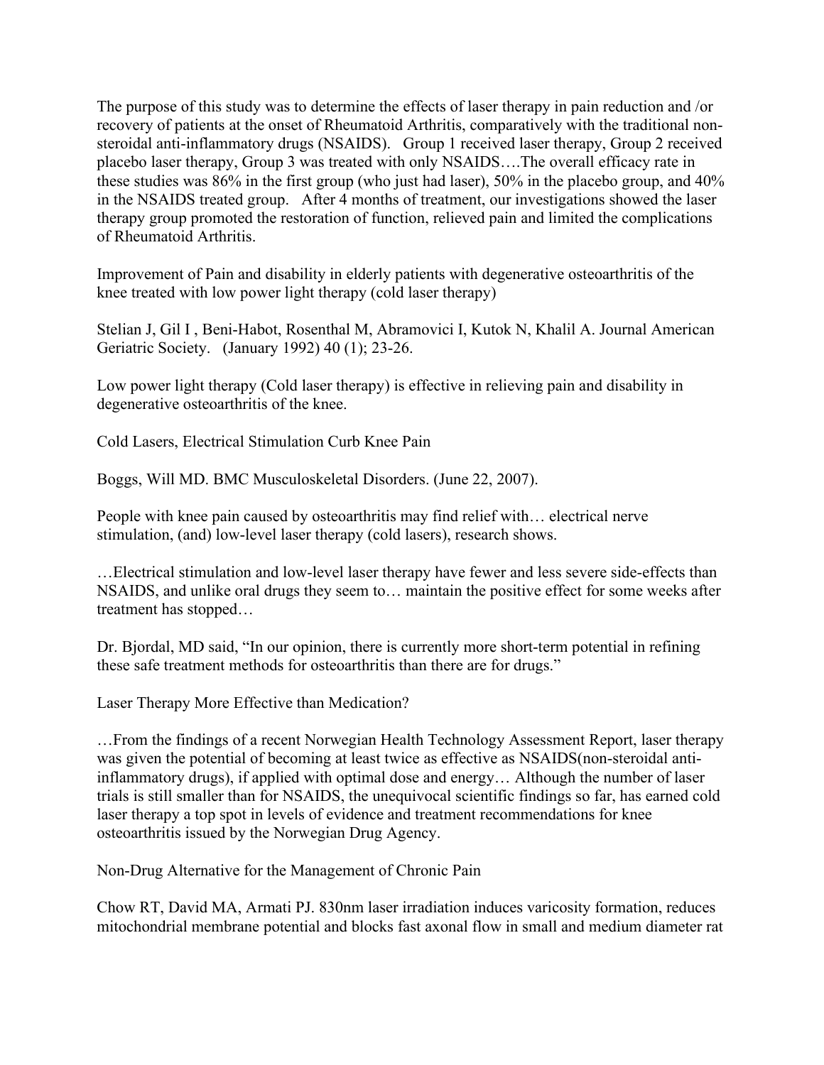The purpose of this study was to determine the effects of laser therapy in pain reduction and /or recovery of patients at the onset of Rheumatoid Arthritis, comparatively with the traditional non-steroidal anti-inflammatory drugs (NSAIDS). Group 1 received laser therapy, Group 2 received placebo laser therapy, Group 3 was treated with only NSAIDS….The overall efficacy rate in these studies was 86% in the first group (who just had laser), 50% in the placebo group, and 40% in the NSAIDS treated group. After 4 months of treatment, our investigations showed the laser therapy group promoted the restoration of function, relieved pain and limited the complications of Rheumatoid Arthritis.

Improvement of Pain and disability in elderly patients with degenerative osteoarthritis of the knee treated with low power light therapy (cold laser therapy)

Stelian J, Gil I , Beni-Habot, Rosenthal M, Abramovici I, Kutok N, Khalil A. Journal American Geriatric Society. (January 1992) 40 (1); 23-26.

Low power light therapy (Cold laser therapy) is effective in relieving pain and disability in degenerative osteoarthritis of the knee.

Cold Lasers, Electrical Stimulation Curb Knee Pain

Boggs, Will MD. BMC Musculoskeletal Disorders. (June 22, 2007).

People with knee pain caused by osteoarthritis may find relief with… electrical nerve stimulation, (and) low-level laser therapy (cold lasers), research shows.

…Electrical stimulation and low-level laser therapy have fewer and less severe side-effects than NSAIDS, and unlike oral drugs they seem to… maintain the positive effect for some weeks after treatment has stopped…

Dr. Bjordal, MD said, "In our opinion, there is currently more short-term potential in refining these safe treatment methods for osteoarthritis than there are for drugs."

Laser Therapy More Effective than Medication?

…From the findings of a recent Norwegian Health Technology Assessment Report, laser therapy was given the potential of becoming at least twice as effective as NSAIDS(non-steroidal anti-inflammatory drugs), if applied with optimal dose and energy… Although the number of laser trials is still smaller than for NSAIDS, the unequivocal scientific findings so far, has earned cold laser therapy a top spot in levels of evidence and treatment recommendations for knee osteoarthritis issued by the Norwegian Drug Agency.

Non-Drug Alternative for the Management of Chronic Pain

Chow RT, David MA, Armati PJ. 830nm laser irradiation induces varicosity formation, reduces mitochondrial membrane potential and blocks fast axonal flow in small and medium diameter rat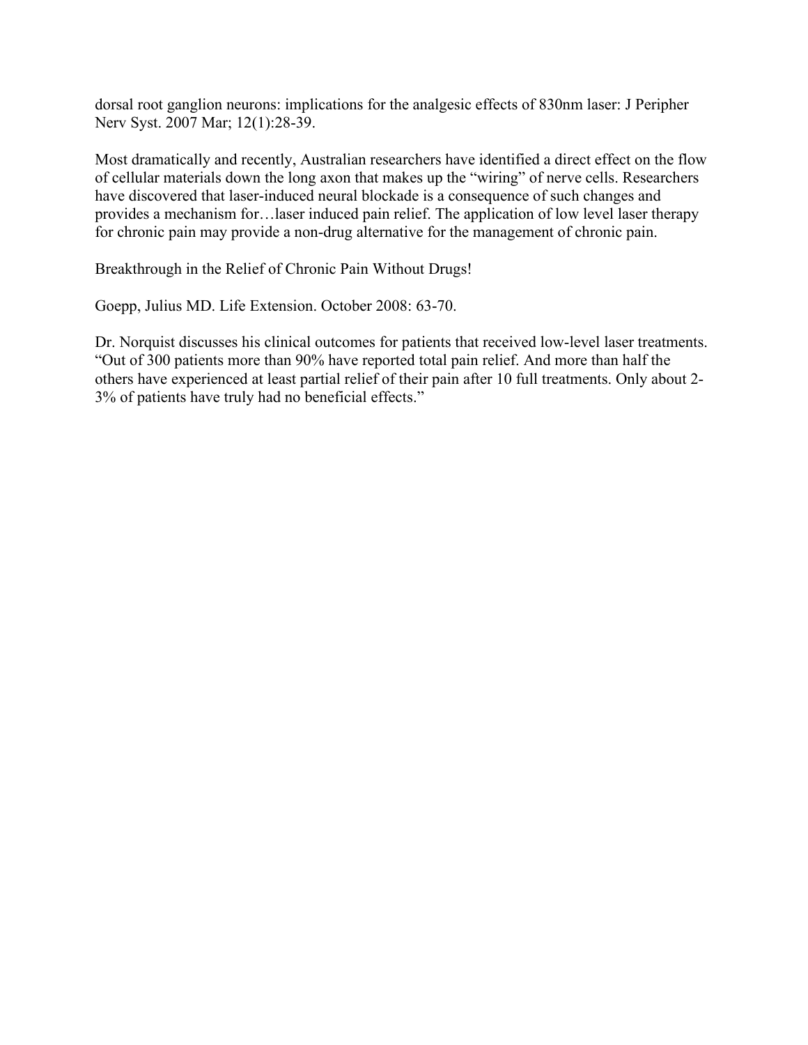dorsal root ganglion neurons: implications for the analgesic effects of 830nm laser: J Peripher Nerv Syst. 2007 Mar; 12(1):28-39.

Most dramatically and recently, Australian researchers have identified a direct effect on the flow of cellular materials down the long axon that makes up the "wiring" of nerve cells. Researchers have discovered that laser-induced neural blockade is a consequence of such changes and provides a mechanism for…laser induced pain relief. The application of low level laser therapy for chronic pain may provide a non-drug alternative for the management of chronic pain.

Breakthrough in the Relief of Chronic Pain Without Drugs!

Goepp, Julius MD. Life Extension. October 2008: 63-70.

Dr. Norquist discusses his clinical outcomes for patients that received low-level laser treatments. "Out of 300 patients more than 90% have reported total pain relief. And more than half the others have experienced at least partial relief of their pain after 10 full treatments. Only about 2-3% of patients have truly had no beneficial effects."